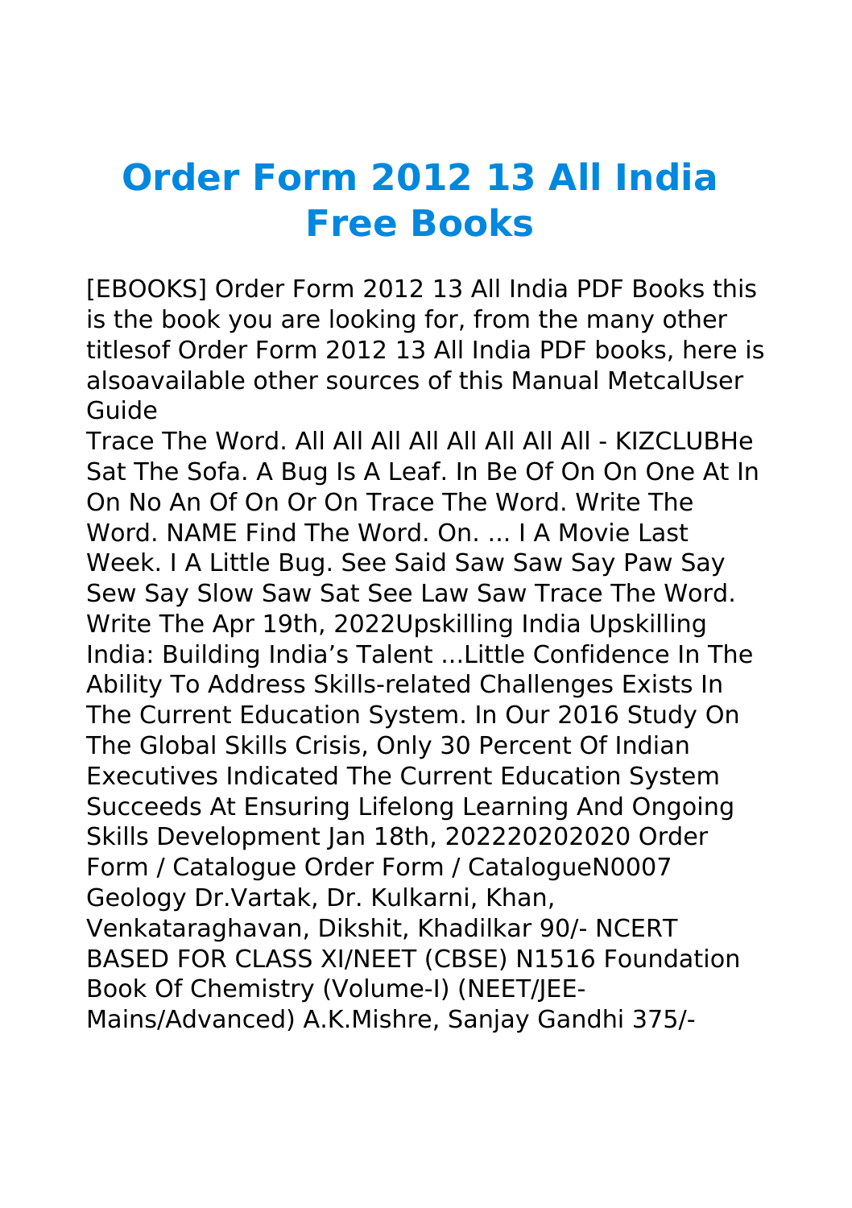# Order Form 2012 13 All India Free Books

[EBOOKS] Order Form 2012 13 All India PDF Books this is the book you are looking for, from the many other titlesof Order Form 2012 13 All India PDF books, here is alsoavailable other sources of this Manual MetcalUser Guide

Trace The Word. All All All All All All All All - KIZCLUBHe Sat The Sofa. A Bug Is A Leaf. In Be Of On On One At In On No An Of On Or On Trace The Word. Write The Word. NAME Find The Word. On. ... I A Movie Last Week. I A Little Bug. See Said Saw Saw Say Paw Say Sew Say Slow Saw Sat See Law Saw Trace The Word. Write The Apr 19th, 2022Upskilling India Upskilling India: Building India's Talent ...Little Confidence In The Ability To Address Skills-related Challenges Exists In The Current Education System. In Our 2016 Study On The Global Skills Crisis, Only 30 Percent Of Indian Executives Indicated The Current Education System Succeeds At Ensuring Lifelong Learning And Ongoing Skills Development Jan 18th, 202220202020 Order Form / Catalogue Order Form / CatalogueN0007 Geology Dr.Vartak, Dr. Kulkarni, Khan, Venkataraghavan, Dikshit, Khadilkar 90/- NCERT BASED FOR CLASS XI/NEET (CBSE) N1516 Foundation Book Of Chemistry (Volume-I) (NEET/JEE-Mains/Advanced) A.K.Mishre, Sanjay Gandhi 375/-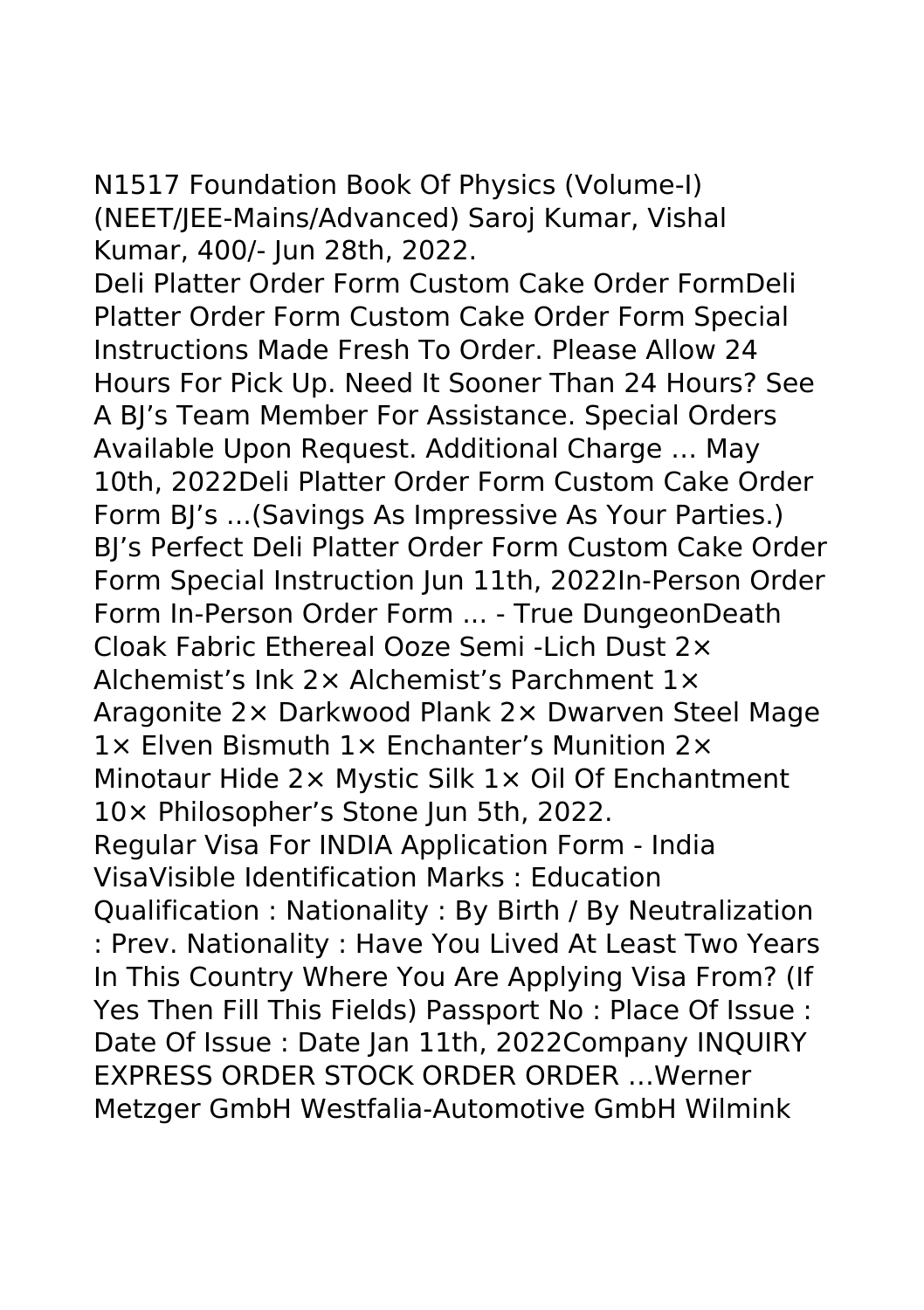N1517 Foundation Book Of Physics (Volume-I) (NEET/JEE-Mains/Advanced) Saroj Kumar, Vishal Kumar, 400/- Jun 28th, 2022.

Deli Platter Order Form Custom Cake Order FormDeli Platter Order Form Custom Cake Order Form Special Instructions Made Fresh To Order. Please Allow 24 Hours For Pick Up. Need It Sooner Than 24 Hours? See A BJ's Team Member For Assistance. Special Orders Available Upon Request. Additional Charge … May 10th, 2022Deli Platter Order Form Custom Cake Order Form BJ's ...(Savings As Impressive As Your Parties.) BJ's Perfect Deli Platter Order Form Custom Cake Order Form Special Instruction Jun 11th, 2022In-Person Order Form In-Person Order Form ... - True DungeonDeath Cloak Fabric Ethereal Ooze Semi -Lich Dust 2× Alchemist's Ink 2× Alchemist's Parchment 1× Aragonite 2× Darkwood Plank 2× Dwarven Steel Mage 1× Elven Bismuth 1× Enchanter's Munition 2× Minotaur Hide 2× Mystic Silk 1× Oil Of Enchantment 10× Philosopher's Stone Jun 5th, 2022.

Regular Visa For INDIA Application Form - India VisaVisible Identification Marks : Education Qualification : Nationality : By Birth / By Neutralization : Prev. Nationality : Have You Lived At Least Two Years In This Country Where You Are Applying Visa From? (If Yes Then Fill This Fields) Passport No : Place Of Issue : Date Of Issue : Date Jan 11th, 2022Company INQUIRY EXPRESS ORDER STOCK ORDER ORDER …Werner Metzger GmbH Westfalia-Automotive GmbH Wilmink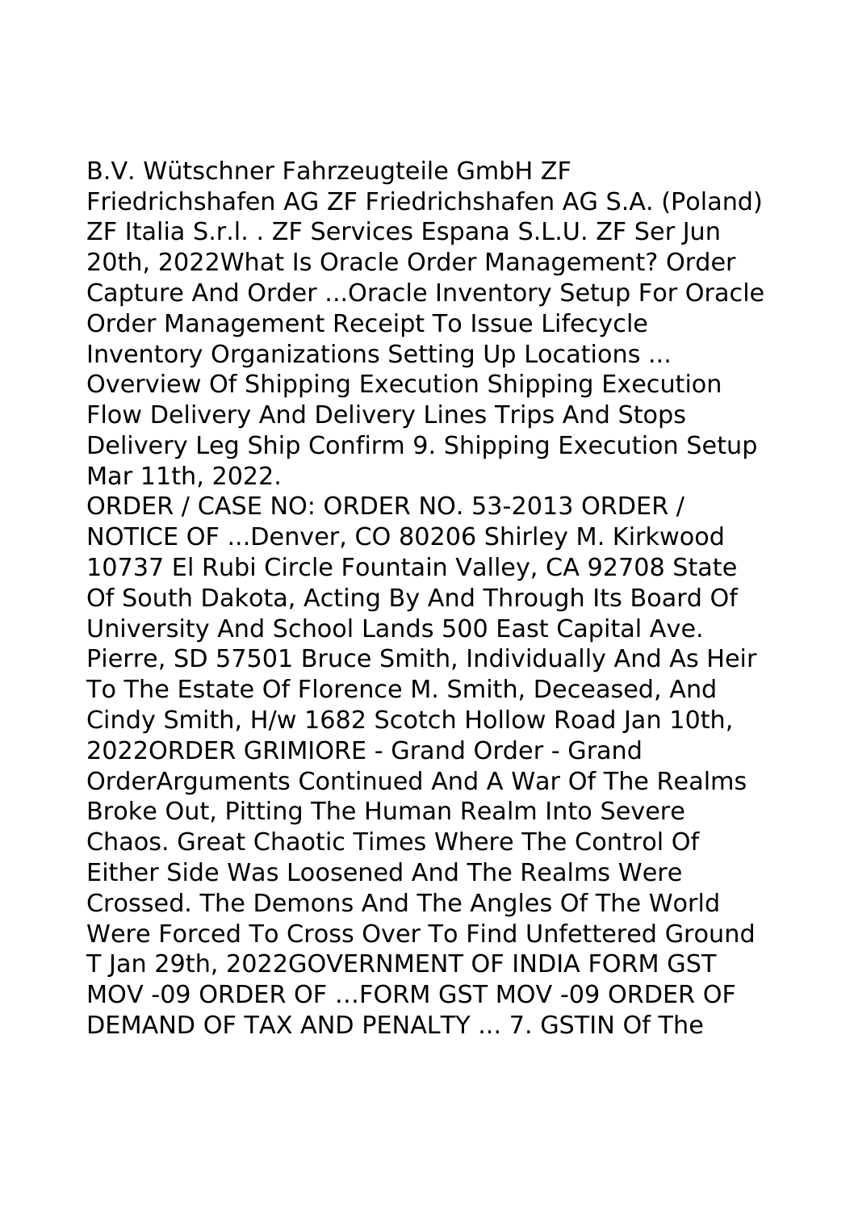B.V. Wütschner Fahrzeugteile GmbH ZF Friedrichshafen AG ZF Friedrichshafen AG S.A. (Poland) ZF Italia S.r.l. . ZF Services Espana S.L.U. ZF Ser Jun 20th, 2022What Is Oracle Order Management? Order Capture And Order ...Oracle Inventory Setup For Oracle Order Management Receipt To Issue Lifecycle Inventory Organizations Setting Up Locations ... Overview Of Shipping Execution Shipping Execution Flow Delivery And Delivery Lines Trips And Stops Delivery Leg Ship Confirm 9. Shipping Execution Setup Mar 11th, 2022.

ORDER / CASE NO: ORDER NO. 53-2013 ORDER / NOTICE OF ...Denver, CO 80206 Shirley M. Kirkwood 10737 El Rubi Circle Fountain Valley, CA 92708 State Of South Dakota, Acting By And Through Its Board Of University And School Lands 500 East Capital Ave. Pierre, SD 57501 Bruce Smith, Individually And As Heir To The Estate Of Florence M. Smith, Deceased, And Cindy Smith, H/w 1682 Scotch Hollow Road Jan 10th, 2022ORDER GRIMIORE - Grand Order - Grand OrderArguments Continued And A War Of The Realms Broke Out, Pitting The Human Realm Into Severe Chaos. Great Chaotic Times Where The Control Of Either Side Was Loosened And The Realms Were Crossed. The Demons And The Angles Of The World Were Forced To Cross Over To Find Unfettered Ground T Jan 29th, 2022GOVERNMENT OF INDIA FORM GST MOV -09 ORDER OF …FORM GST MOV -09 ORDER OF DEMAND OF TAX AND PENALTY ... 7. GSTIN Of The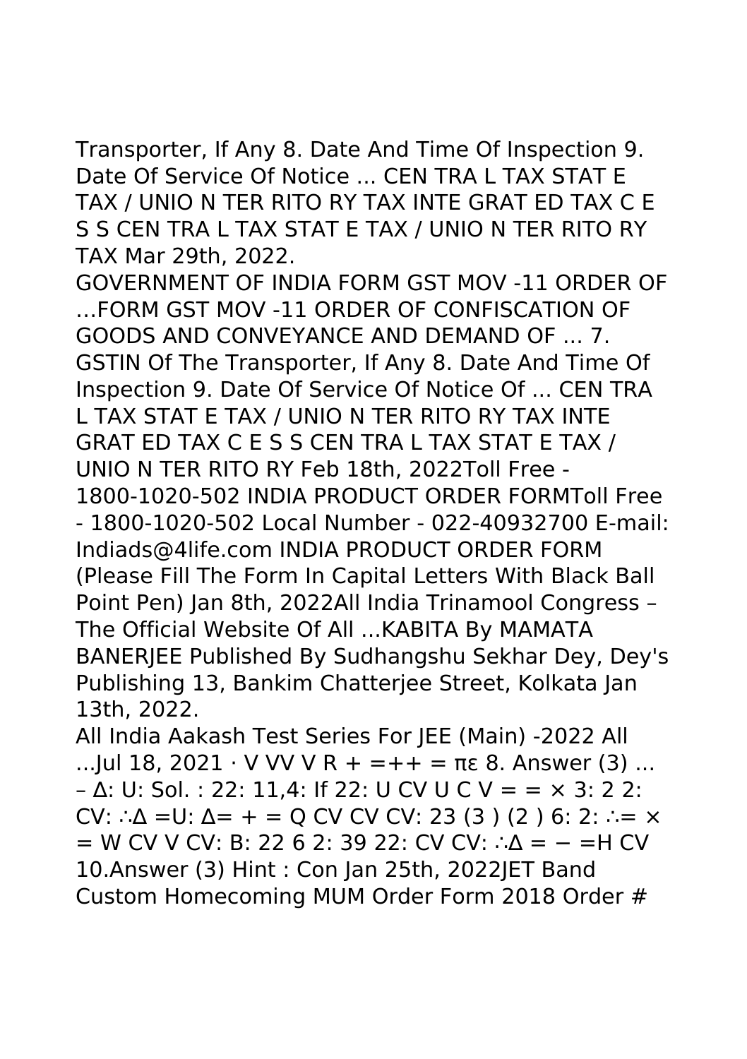Transporter, If Any 8. Date And Time Of Inspection 9. Date Of Service Of Notice ... CEN TRA L TAX STAT E TAX / UNIO N TER RITO RY TAX INTE GRAT ED TAX C E S S CEN TRA L TAX STAT E TAX / UNIO N TER RITO RY TAX Mar 29th, 2022.

GOVERNMENT OF INDIA FORM GST MOV -11 ORDER OF …FORM GST MOV -11 ORDER OF CONFISCATION OF GOODS AND CONVEYANCE AND DEMAND OF ... 7. GSTIN Of The Transporter, If Any 8. Date And Time Of Inspection 9. Date Of Service Of Notice Of ... CEN TRA L TAX STAT E TAX / UNIO N TER RITO RY TAX INTE GRAT ED TAX C E S S CEN TRA L TAX STAT E TAX / UNIO N TER RITO RY Feb 18th, 2022Toll Free - 1800-1020-502 INDIA PRODUCT ORDER FORMToll Free - 1800-1020-502 Local Number - 022-40932700 E-mail: Indiads@4life.com INDIA PRODUCT ORDER FORM (Please Fill The Form In Capital Letters With Black Ball Point Pen) Jan 8th, 2022All India Trinamool Congress – The Official Website Of All ...KABITA By MAMATA BANERJEE Published By Sudhangshu Sekhar Dey, Dey's Publishing 13, Bankim Chatterjee Street, Kolkata Jan 13th, 2022.

All India Aakash Test Series For JEE (Main) -2022 All ...Jul 18, 2021 · V VV V R + =++ = πε 8. Answer (3) ... – Δ: U: Sol. : 22: 11,4: If 22: U CV U C V = = × 3: 2 2: CV: ∴Δ =U: Δ= + = Q CV CV CV: 23 (3 ) (2 ) 6: 2: ∴= × = W CV V CV: B: 22 6 2: 39 22: CV CV: ∴Δ = − =H CV 10.Answer (3) Hint : Con Jan 25th, 2022JET Band Custom Homecoming MUM Order Form 2018 Order #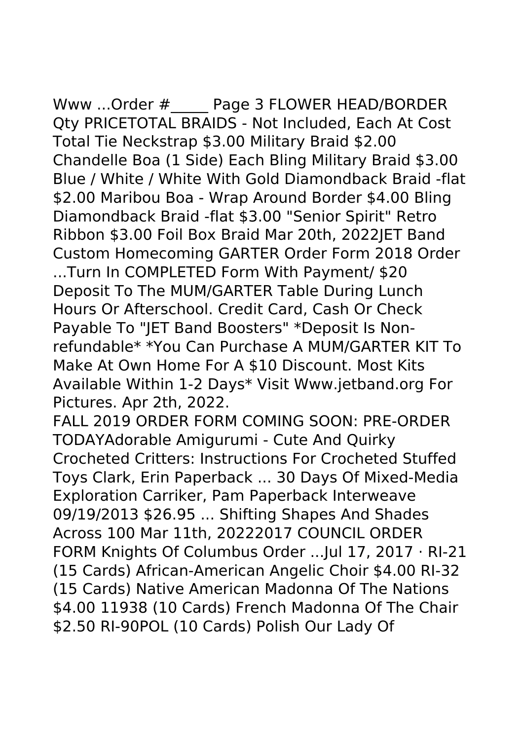Www ...Order #_____ Page 3 FLOWER HEAD/BORDER Qty PRICETOTAL BRAIDS - Not Included, Each At Cost Total Tie Neckstrap $3.00 Military Braid $2.00 Chandelle Boa (1 Side) Each Bling Military Braid $3.00 Blue / White / White With Gold Diamondback Braid -flat $2.00 Maribou Boa - Wrap Around Border $4.00 Bling Diamondback Braid -flat $3.00 "Senior Spirit" Retro Ribbon $3.00 Foil Box Braid Mar 20th, 2022JET Band Custom Homecoming GARTER Order Form 2018 Order ...Turn In COMPLETED Form With Payment/ $20 Deposit To The MUM/GARTER Table During Lunch Hours Or Afterschool. Credit Card, Cash Or Check Payable To "JET Band Boosters" *Deposit Is Non-refundable* *You Can Purchase A MUM/GARTER KIT To Make At Own Home For A $10 Discount. Most Kits Available Within 1-2 Days* Visit Www.jetband.org For Pictures. Apr 2th, 2022.

FALL 2019 ORDER FORM COMING SOON: PRE-ORDER TODAYAdorable Amigurumi - Cute And Quirky Crocheted Critters: Instructions For Crocheted Stuffed Toys Clark, Erin Paperback ... 30 Days Of Mixed-Media Exploration Carriker, Pam Paperback Interweave 09/19/2013 $26.95 ... Shifting Shapes And Shades Across 100 Mar 11th, 20222017 COUNCIL ORDER FORM Knights Of Columbus Order ...Jul 17, 2017 · RI-21 (15 Cards) African-American Angelic Choir $4.00 RI-32 (15 Cards) Native American Madonna Of The Nations $4.00 11938 (10 Cards) French Madonna Of The Chair $2.50 RI-90POL (10 Cards) Polish Our Lady Of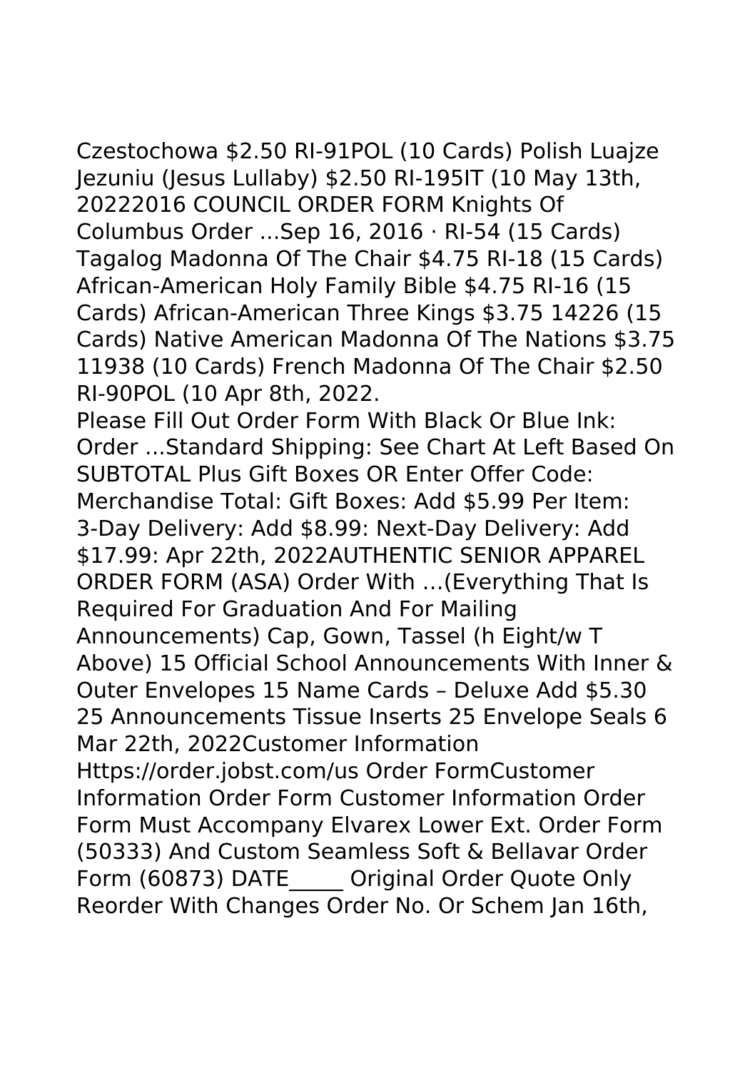Czestochowa $2.50 RI-91POL (10 Cards) Polish Luajze Jezuniu (Jesus Lullaby) $2.50 RI-195IT (10 May 13th, 20222016 COUNCIL ORDER FORM Knights Of Columbus Order ...Sep 16, 2016 · RI-54 (15 Cards) Tagalog Madonna Of The Chair $4.75 RI-18 (15 Cards) African-American Holy Family Bible $4.75 RI-16 (15 Cards) African-American Three Kings $3.75 14226 (15 Cards) Native American Madonna Of The Nations $3.75 11938 (10 Cards) French Madonna Of The Chair $2.50 RI-90POL (10 Apr 8th, 2022.

Please Fill Out Order Form With Black Or Blue Ink: Order ...Standard Shipping: See Chart At Left Based On SUBTOTAL Plus Gift Boxes OR Enter Offer Code: Merchandise Total: Gift Boxes: Add $5.99 Per Item: 3-Day Delivery: Add $8.99: Next-Day Delivery: Add $17.99: Apr 22th, 2022AUTHENTIC SENIOR APPAREL ORDER FORM (ASA) Order With …(Everything That Is Required For Graduation And For Mailing Announcements) Cap, Gown, Tassel (h Eight/w T Above) 15 Official School Announcements With Inner & Outer Envelopes 15 Name Cards – Deluxe Add $5.30 25 Announcements Tissue Inserts 25 Envelope Seals 6 Mar 22th, 2022Customer Information Https://order.jobst.com/us Order FormCustomer Information Order Form Customer Information Order Form Must Accompany Elvarex Lower Ext. Order Form (50333) And Custom Seamless Soft & Bellavar Order Form (60873) DATE_____ Original Order Quote Only Reorder With Changes Order No. Or Schem Jan 16th,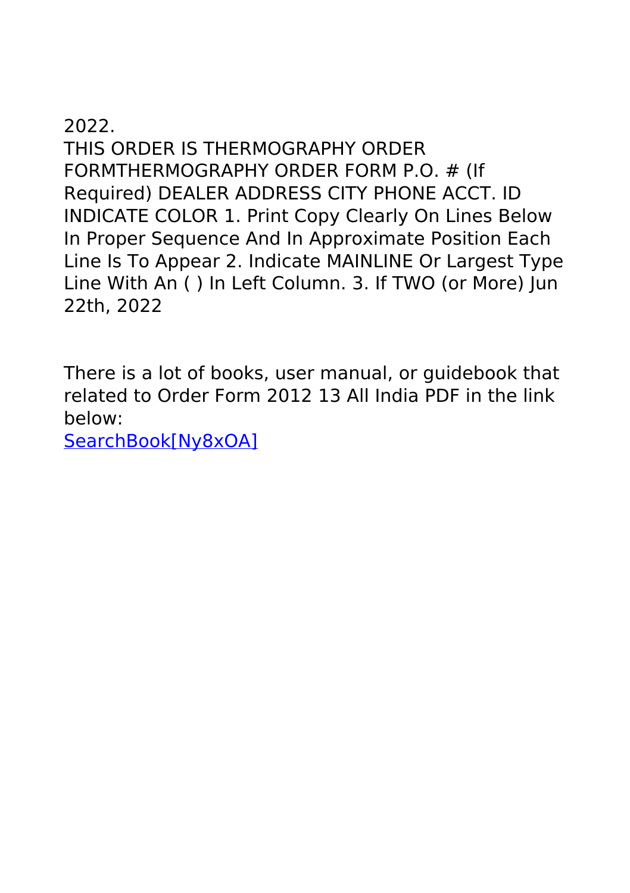2022.
THIS ORDER IS THERMOGRAPHY ORDER FORMTHERMOGRAPHY ORDER FORM P.O. # (If Required) DEALER ADDRESS CITY PHONE ACCT. ID INDICATE COLOR 1. Print Copy Clearly On Lines Below In Proper Sequence And In Approximate Position Each Line Is To Appear 2. Indicate MAINLINE Or Largest Type Line With An ( ) In Left Column. 3. If TWO (or More) Jun 22th, 2022

There is a lot of books, user manual, or guidebook that related to Order Form 2012 13 All India PDF in the link below:
[SearchBook[Ny8xOA]]